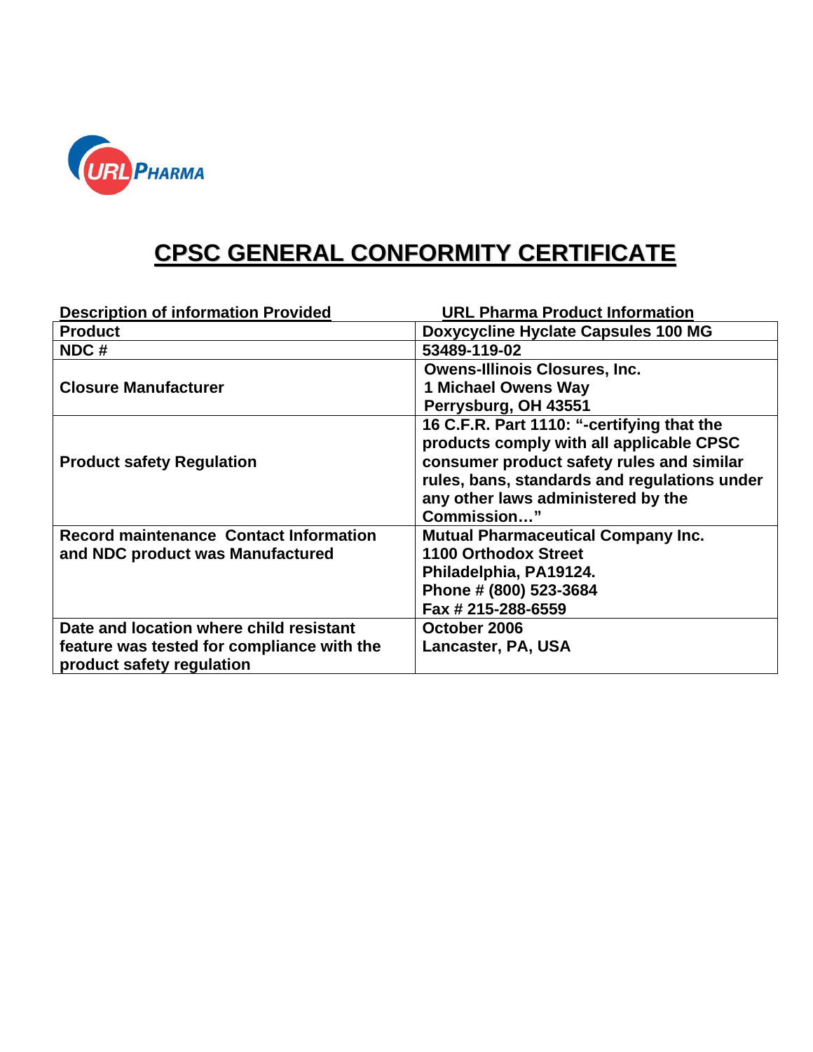URL PHARMA

# CPSC GENERAL CONFORMITY CERTIFICATE

| Description of information Provided | URL Pharma Product Information |
|---|---|
| **Product** | **Doxycycline Hyclate Capsules 100 MG** |
| **NDC #** | **53489-119-02** |
| **Closure Manufacturer** | **Owens-Illinois Closures, Inc.**<br>**1 Michael Owens Way**<br>**Perrysburg, OH 43551** |
| **Product safety Regulation** | **16 C.F.R. Part 1110: "-certifying that the products comply with all applicable CPSC consumer product safety rules and similar rules, bans, standards and regulations under any other laws administered by the Commission…"** |
| **Record maintenance Contact Information and NDC product was Manufactured** | **Mutual Pharmaceutical Company Inc.**<br>**1100 Orthodox Street**<br>**Philadelphia, PA19124.**<br>**Phone # (800) 523-3684**<br>**Fax # 215-288-6559** |
| **Date and location where child resistant feature was tested for compliance with the product safety regulation** | **October 2006**<br>**Lancaster, PA, USA** |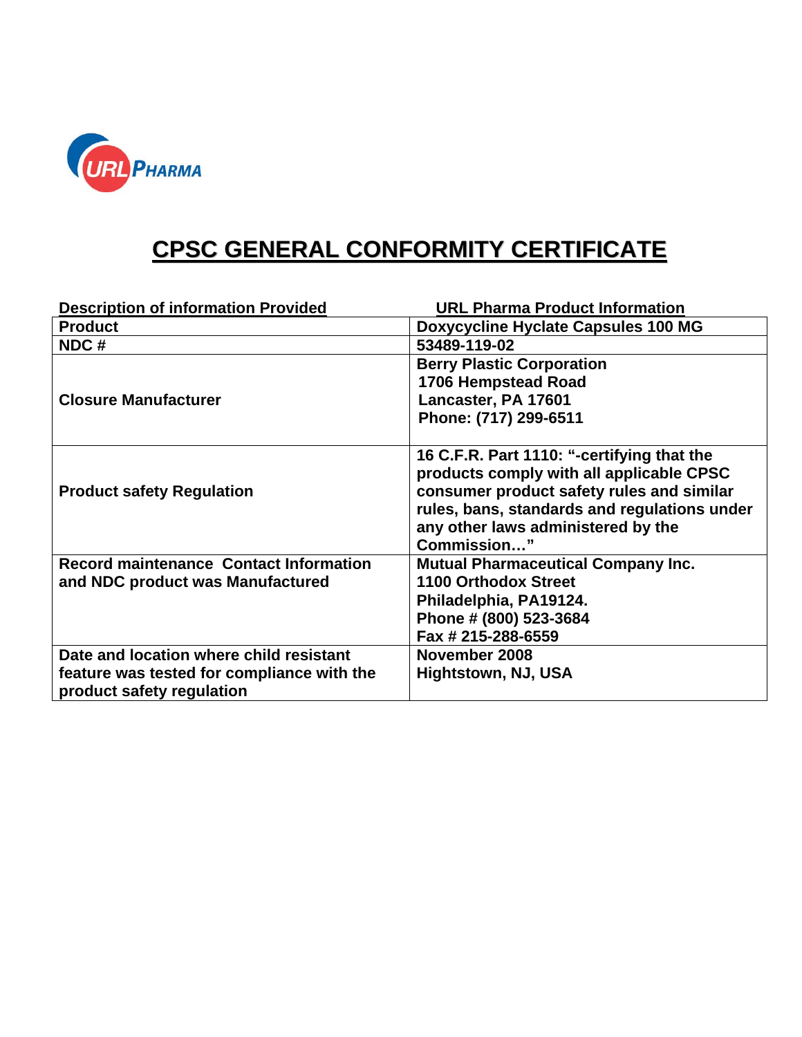URL PHARMA

# CPSC GENERAL CONFORMITY CERTIFICATE

| Description of information Provided | URL Pharma Product Information |
|---|---|
| Product | Doxycycline Hyclate Capsules 100 MG |
| NDC # | 53489-119-02 |
| Closure Manufacturer | Berry Plastic Corporation<br>1706 Hempstead Road<br>Lancaster, PA 17601<br>Phone: (717) 299-6511 |
| Product safety Regulation | 16 C.F.R. Part 1110: "-certifying that the products comply with all applicable CPSC consumer product safety rules and similar rules, bans, standards and regulations under any other laws administered by the Commission…" |
| Record maintenance Contact Information and NDC product was Manufactured | Mutual Pharmaceutical Company Inc.<br>1100 Orthodox Street<br>Philadelphia, PA19124.<br>Phone # (800) 523-3684<br>Fax # 215-288-6559 |
| Date and location where child resistant feature was tested for compliance with the product safety regulation | November 2008<br>Hightstown, NJ, USA |